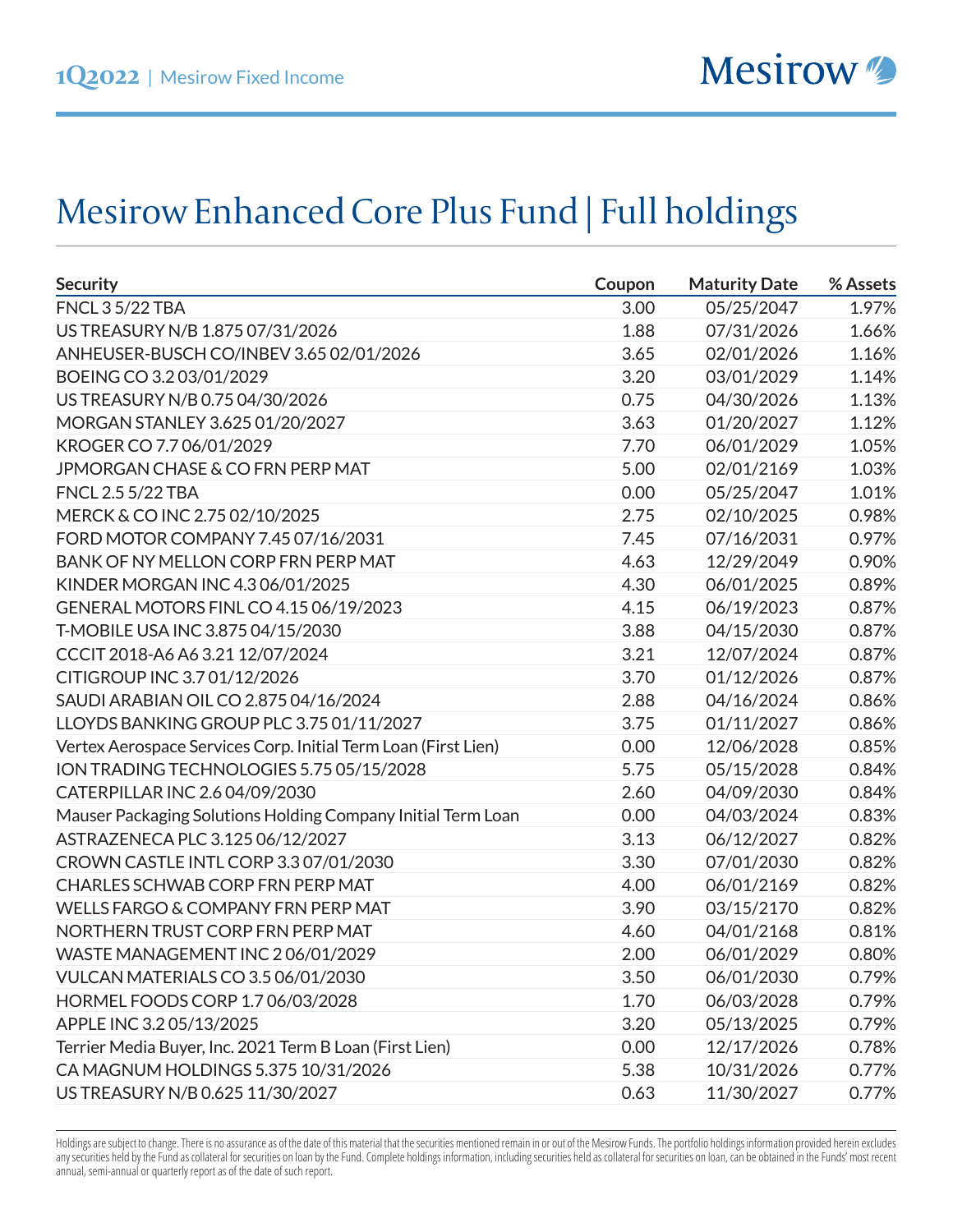# Mesirow Enhanced Core Plus Fund | Full holdings

| Security | Coupon | Maturity Date | % Assets |
|---|---|---|---|
| FNCL 3 5/22 TBA | 3.00 | 05/25/2047 | 1.97% |
| US TREASURY N/B 1.875 07/31/2026 | 1.88 | 07/31/2026 | 1.66% |
| ANHEUSER-BUSCH CO/INBEV 3.65 02/01/2026 | 3.65 | 02/01/2026 | 1.16% |
| BOEING CO 3.2 03/01/2029 | 3.20 | 03/01/2029 | 1.14% |
| US TREASURY N/B 0.75 04/30/2026 | 0.75 | 04/30/2026 | 1.13% |
| MORGAN STANLEY 3.625 01/20/2027 | 3.63 | 01/20/2027 | 1.12% |
| KROGER CO 7.7 06/01/2029 | 7.70 | 06/01/2029 | 1.05% |
| JPMORGAN CHASE & CO FRN PERP MAT | 5.00 | 02/01/2169 | 1.03% |
| FNCL 2.5 5/22 TBA | 0.00 | 05/25/2047 | 1.01% |
| MERCK & CO INC 2.75 02/10/2025 | 2.75 | 02/10/2025 | 0.98% |
| FORD MOTOR COMPANY 7.45 07/16/2031 | 7.45 | 07/16/2031 | 0.97% |
| BANK OF NY MELLON CORP FRN PERP MAT | 4.63 | 12/29/2049 | 0.90% |
| KINDER MORGAN INC 4.3 06/01/2025 | 4.30 | 06/01/2025 | 0.89% |
| GENERAL MOTORS FINL CO 4.15 06/19/2023 | 4.15 | 06/19/2023 | 0.87% |
| T-MOBILE USA INC 3.875 04/15/2030 | 3.88 | 04/15/2030 | 0.87% |
| CCCIT 2018-A6 A6 3.21 12/07/2024 | 3.21 | 12/07/2024 | 0.87% |
| CITIGROUP INC 3.7 01/12/2026 | 3.70 | 01/12/2026 | 0.87% |
| SAUDI ARABIAN OIL CO 2.875 04/16/2024 | 2.88 | 04/16/2024 | 0.86% |
| LLOYDS BANKING GROUP PLC 3.75 01/11/2027 | 3.75 | 01/11/2027 | 0.86% |
| Vertex Aerospace Services Corp. Initial Term Loan (First Lien) | 0.00 | 12/06/2028 | 0.85% |
| ION TRADING TECHNOLOGIES 5.75 05/15/2028 | 5.75 | 05/15/2028 | 0.84% |
| CATERPILLAR INC 2.6 04/09/2030 | 2.60 | 04/09/2030 | 0.84% |
| Mauser Packaging Solutions Holding Company Initial Term Loan | 0.00 | 04/03/2024 | 0.83% |
| ASTRAZENECA PLC 3.125 06/12/2027 | 3.13 | 06/12/2027 | 0.82% |
| CROWN CASTLE INTL CORP 3.3 07/01/2030 | 3.30 | 07/01/2030 | 0.82% |
| CHARLES SCHWAB CORP FRN PERP MAT | 4.00 | 06/01/2169 | 0.82% |
| WELLS FARGO & COMPANY FRN PERP MAT | 3.90 | 03/15/2170 | 0.82% |
| NORTHERN TRUST CORP FRN PERP MAT | 4.60 | 04/01/2168 | 0.81% |
| WASTE MANAGEMENT INC 2 06/01/2029 | 2.00 | 06/01/2029 | 0.80% |
| VULCAN MATERIALS CO 3.5 06/01/2030 | 3.50 | 06/01/2030 | 0.79% |
| HORMEL FOODS CORP 1.7 06/03/2028 | 1.70 | 06/03/2028 | 0.79% |
| APPLE INC 3.2 05/13/2025 | 3.20 | 05/13/2025 | 0.79% |
| Terrier Media Buyer, Inc. 2021 Term B Loan (First Lien) | 0.00 | 12/17/2026 | 0.78% |
| CA MAGNUM HOLDINGS 5.375 10/31/2026 | 5.38 | 10/31/2026 | 0.77% |
| US TREASURY N/B 0.625 11/30/2027 | 0.63 | 11/30/2027 | 0.77% |

Holdings are subject to change. There is no assurance as of the date of this material that the securities mentioned remain in or out of the Mesirow Funds. The portfolio holdings information provided herein excludes any securities held by the Fund as collateral for securities on loan by the Fund. Complete holdings information, including securities held as collateral for securities on loan, can be obtained in the Funds' most recent annual, semi-annual or quarterly report as of the date of such report.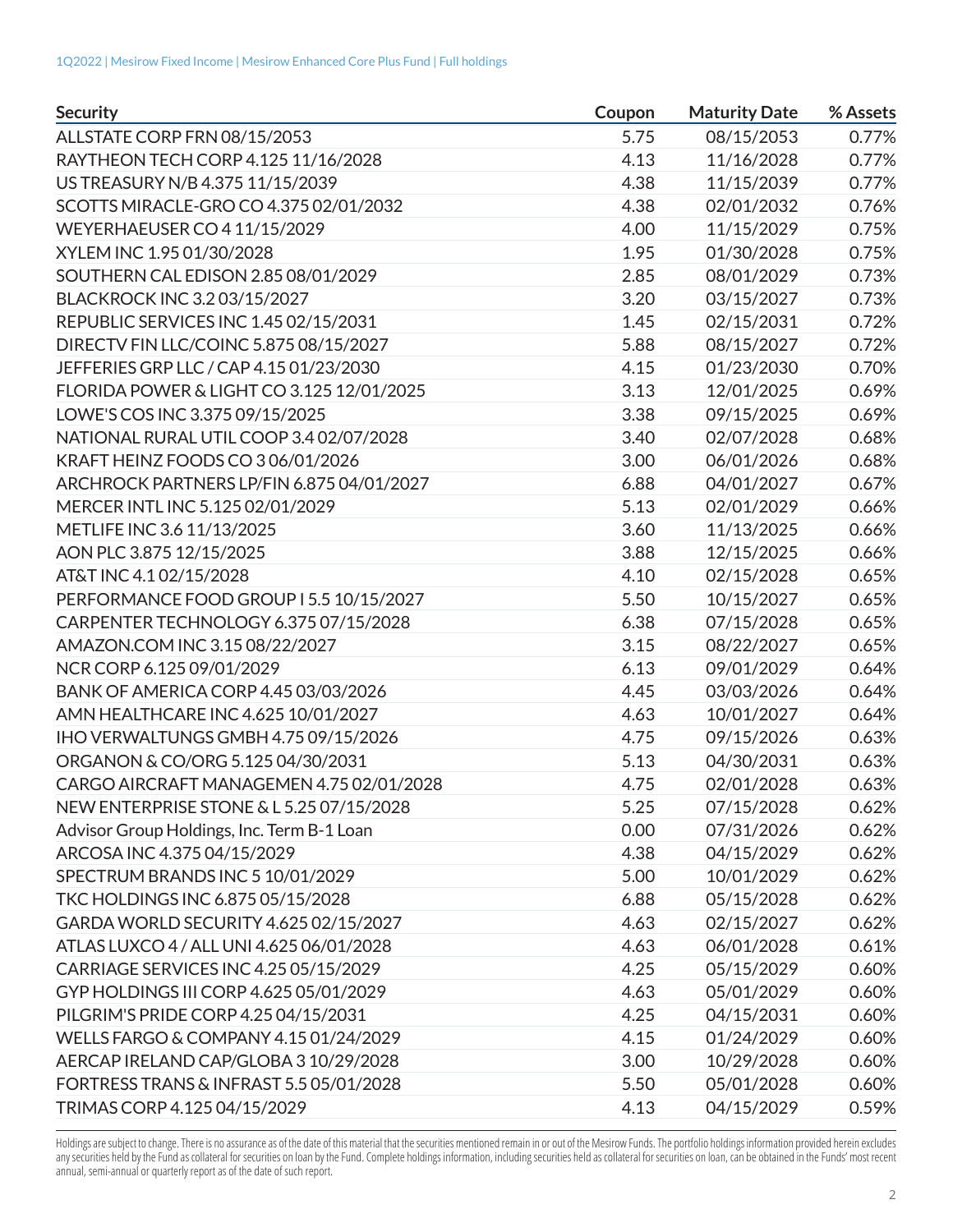| Security | Coupon | Maturity Date | % Assets |
|---|---|---|---|
| ALLSTATE CORP FRN 08/15/2053 | 5.75 | 08/15/2053 | 0.77% |
| RAYTHEON TECH CORP 4.125 11/16/2028 | 4.13 | 11/16/2028 | 0.77% |
| US TREASURY N/B 4.375 11/15/2039 | 4.38 | 11/15/2039 | 0.77% |
| SCOTTS MIRACLE-GRO CO 4.375 02/01/2032 | 4.38 | 02/01/2032 | 0.76% |
| WEYERHAEUSER CO 4 11/15/2029 | 4.00 | 11/15/2029 | 0.75% |
| XYLEM INC 1.95 01/30/2028 | 1.95 | 01/30/2028 | 0.75% |
| SOUTHERN CAL EDISON 2.85 08/01/2029 | 2.85 | 08/01/2029 | 0.73% |
| BLACKROCK INC 3.2 03/15/2027 | 3.20 | 03/15/2027 | 0.73% |
| REPUBLIC SERVICES INC 1.45 02/15/2031 | 1.45 | 02/15/2031 | 0.72% |
| DIRECTV FIN LLC/COINC 5.875 08/15/2027 | 5.88 | 08/15/2027 | 0.72% |
| JEFFERIES GRP LLC / CAP 4.15 01/23/2030 | 4.15 | 01/23/2030 | 0.70% |
| FLORIDA POWER & LIGHT CO 3.125 12/01/2025 | 3.13 | 12/01/2025 | 0.69% |
| LOWE'S COS INC 3.375 09/15/2025 | 3.38 | 09/15/2025 | 0.69% |
| NATIONAL RURAL UTIL COOP 3.4 02/07/2028 | 3.40 | 02/07/2028 | 0.68% |
| KRAFT HEINZ FOODS CO 3 06/01/2026 | 3.00 | 06/01/2026 | 0.68% |
| ARCHROCK PARTNERS LP/FIN 6.875 04/01/2027 | 6.88 | 04/01/2027 | 0.67% |
| MERCER INTL INC 5.125 02/01/2029 | 5.13 | 02/01/2029 | 0.66% |
| METLIFE INC 3.6 11/13/2025 | 3.60 | 11/13/2025 | 0.66% |
| AON PLC 3.875 12/15/2025 | 3.88 | 12/15/2025 | 0.66% |
| AT&T INC 4.1 02/15/2028 | 4.10 | 02/15/2028 | 0.65% |
| PERFORMANCE FOOD GROUP I 5.5 10/15/2027 | 5.50 | 10/15/2027 | 0.65% |
| CARPENTER TECHNOLOGY 6.375 07/15/2028 | 6.38 | 07/15/2028 | 0.65% |
| AMAZON.COM INC 3.15 08/22/2027 | 3.15 | 08/22/2027 | 0.65% |
| NCR CORP 6.125 09/01/2029 | 6.13 | 09/01/2029 | 0.64% |
| BANK OF AMERICA CORP 4.45 03/03/2026 | 4.45 | 03/03/2026 | 0.64% |
| AMN HEALTHCARE INC 4.625 10/01/2027 | 4.63 | 10/01/2027 | 0.64% |
| IHO VERWALTUNGS GMBH 4.75 09/15/2026 | 4.75 | 09/15/2026 | 0.63% |
| ORGANON & CO/ORG 5.125 04/30/2031 | 5.13 | 04/30/2031 | 0.63% |
| CARGO AIRCRAFT MANAGEMEN 4.75 02/01/2028 | 4.75 | 02/01/2028 | 0.63% |
| NEW ENTERPRISE STONE & L 5.25 07/15/2028 | 5.25 | 07/15/2028 | 0.62% |
| Advisor Group Holdings, Inc. Term B-1 Loan | 0.00 | 07/31/2026 | 0.62% |
| ARCOSA INC 4.375 04/15/2029 | 4.38 | 04/15/2029 | 0.62% |
| SPECTRUM BRANDS INC 5 10/01/2029 | 5.00 | 10/01/2029 | 0.62% |
| TKC HOLDINGS INC 6.875 05/15/2028 | 6.88 | 05/15/2028 | 0.62% |
| GARDA WORLD SECURITY 4.625 02/15/2027 | 4.63 | 02/15/2027 | 0.62% |
| ATLAS LUXCO 4 / ALL UNI 4.625 06/01/2028 | 4.63 | 06/01/2028 | 0.61% |
| CARRIAGE SERVICES INC 4.25 05/15/2029 | 4.25 | 05/15/2029 | 0.60% |
| GYP HOLDINGS III CORP 4.625 05/01/2029 | 4.63 | 05/01/2029 | 0.60% |
| PILGRIM'S PRIDE CORP 4.25 04/15/2031 | 4.25 | 04/15/2031 | 0.60% |
| WELLS FARGO & COMPANY 4.15 01/24/2029 | 4.15 | 01/24/2029 | 0.60% |
| AERCAP IRELAND CAP/GLOBA 3 10/29/2028 | 3.00 | 10/29/2028 | 0.60% |
| FORTRESS TRANS & INFRAST 5.5 05/01/2028 | 5.50 | 05/01/2028 | 0.60% |
| TRIMAS CORP 4.125 04/15/2029 | 4.13 | 04/15/2029 | 0.59% |

Holdings are subject to change. There is no assurance as of the date of this material that the securities mentioned remain in or out of the Mesirow Funds. The portfolio holdings information provided herein excludes any securities held by the Fund as collateral for securities on loan by the Fund. Complete holdings information, including securities held as collateral for securities on loan, can be obtained in the Funds' most recent annual, semi-annual or quarterly report as of the date of such report.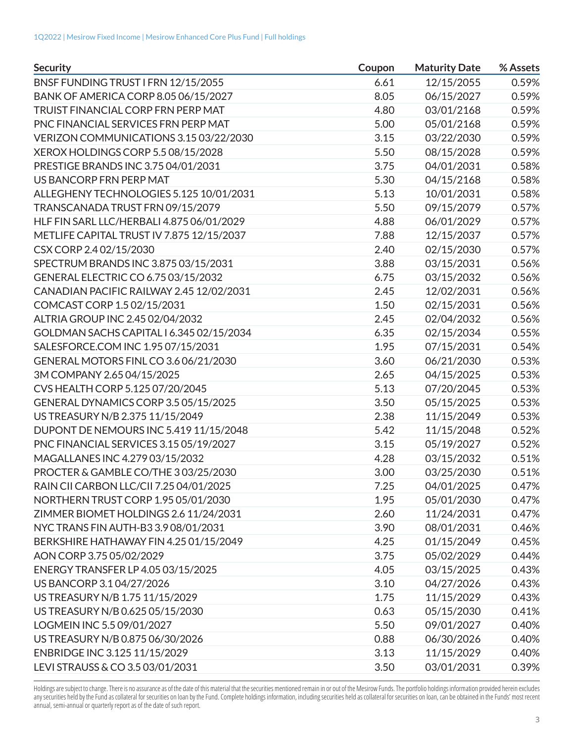| Security | Coupon | Maturity Date | % Assets |
|---|---|---|---|
| BNSF FUNDING TRUST I FRN 12/15/2055 | 6.61 | 12/15/2055 | 0.59% |
| BANK OF AMERICA CORP 8.05 06/15/2027 | 8.05 | 06/15/2027 | 0.59% |
| TRUIST FINANCIAL CORP FRN PERP MAT | 4.80 | 03/01/2168 | 0.59% |
| PNC FINANCIAL SERVICES FRN PERP MAT | 5.00 | 05/01/2168 | 0.59% |
| VERIZON COMMUNICATIONS 3.15 03/22/2030 | 3.15 | 03/22/2030 | 0.59% |
| XEROX HOLDINGS CORP 5.5 08/15/2028 | 5.50 | 08/15/2028 | 0.59% |
| PRESTIGE BRANDS INC 3.75 04/01/2031 | 3.75 | 04/01/2031 | 0.58% |
| US BANCORP FRN PERP MAT | 5.30 | 04/15/2168 | 0.58% |
| ALLEGHENY TECHNOLOGIES 5.125 10/01/2031 | 5.13 | 10/01/2031 | 0.58% |
| TRANSCANADA TRUST FRN 09/15/2079 | 5.50 | 09/15/2079 | 0.57% |
| HLF FIN SARL LLC/HERBALI 4.875 06/01/2029 | 4.88 | 06/01/2029 | 0.57% |
| METLIFE CAPITAL TRUST IV 7.875 12/15/2037 | 7.88 | 12/15/2037 | 0.57% |
| CSX CORP 2.4 02/15/2030 | 2.40 | 02/15/2030 | 0.57% |
| SPECTRUM BRANDS INC 3.875 03/15/2031 | 3.88 | 03/15/2031 | 0.56% |
| GENERAL ELECTRIC CO 6.75 03/15/2032 | 6.75 | 03/15/2032 | 0.56% |
| CANADIAN PACIFIC RAILWAY 2.45 12/02/2031 | 2.45 | 12/02/2031 | 0.56% |
| COMCAST CORP 1.5 02/15/2031 | 1.50 | 02/15/2031 | 0.56% |
| ALTRIA GROUP INC 2.45 02/04/2032 | 2.45 | 02/04/2032 | 0.56% |
| GOLDMAN SACHS CAPITAL I 6.345 02/15/2034 | 6.35 | 02/15/2034 | 0.55% |
| SALESFORCE.COM INC 1.95 07/15/2031 | 1.95 | 07/15/2031 | 0.54% |
| GENERAL MOTORS FINL CO 3.6 06/21/2030 | 3.60 | 06/21/2030 | 0.53% |
| 3M COMPANY 2.65 04/15/2025 | 2.65 | 04/15/2025 | 0.53% |
| CVS HEALTH CORP 5.125 07/20/2045 | 5.13 | 07/20/2045 | 0.53% |
| GENERAL DYNAMICS CORP 3.5 05/15/2025 | 3.50 | 05/15/2025 | 0.53% |
| US TREASURY N/B 2.375 11/15/2049 | 2.38 | 11/15/2049 | 0.53% |
| DUPONT DE NEMOURS INC 5.419 11/15/2048 | 5.42 | 11/15/2048 | 0.52% |
| PNC FINANCIAL SERVICES 3.15 05/19/2027 | 3.15 | 05/19/2027 | 0.52% |
| MAGALLANES INC 4.279 03/15/2032 | 4.28 | 03/15/2032 | 0.51% |
| PROCTER & GAMBLE CO/THE 3 03/25/2030 | 3.00 | 03/25/2030 | 0.51% |
| RAIN CII CARBON LLC/CII 7.25 04/01/2025 | 7.25 | 04/01/2025 | 0.47% |
| NORTHERN TRUST CORP 1.95 05/01/2030 | 1.95 | 05/01/2030 | 0.47% |
| ZIMMER BIOMET HOLDINGS 2.6 11/24/2031 | 2.60 | 11/24/2031 | 0.47% |
| NYC TRANS FIN AUTH-B3 3.9 08/01/2031 | 3.90 | 08/01/2031 | 0.46% |
| BERKSHIRE HATHAWAY FIN 4.25 01/15/2049 | 4.25 | 01/15/2049 | 0.45% |
| AON CORP 3.75 05/02/2029 | 3.75 | 05/02/2029 | 0.44% |
| ENERGY TRANSFER LP 4.05 03/15/2025 | 4.05 | 03/15/2025 | 0.43% |
| US BANCORP 3.1 04/27/2026 | 3.10 | 04/27/2026 | 0.43% |
| US TREASURY N/B 1.75 11/15/2029 | 1.75 | 11/15/2029 | 0.43% |
| US TREASURY N/B 0.625 05/15/2030 | 0.63 | 05/15/2030 | 0.41% |
| LOGMEIN INC 5.5 09/01/2027 | 5.50 | 09/01/2027 | 0.40% |
| US TREASURY N/B 0.875 06/30/2026 | 0.88 | 06/30/2026 | 0.40% |
| ENBRIDGE INC 3.125 11/15/2029 | 3.13 | 11/15/2029 | 0.40% |
| LEVI STRAUSS & CO 3.5 03/01/2031 | 3.50 | 03/01/2031 | 0.39% |

Holdings are subject to change. There is no assurance as of the date of this material that the securities mentioned remain in or out of the Mesirow Funds. The portfolio holdings information provided herein excludes any securities held by the Fund as collateral for securities on loan by the Fund. Complete holdings information, including securities held as collateral for securities on loan, can be obtained in the Funds' most recent annual, semi-annual or quarterly report as of the date of such report.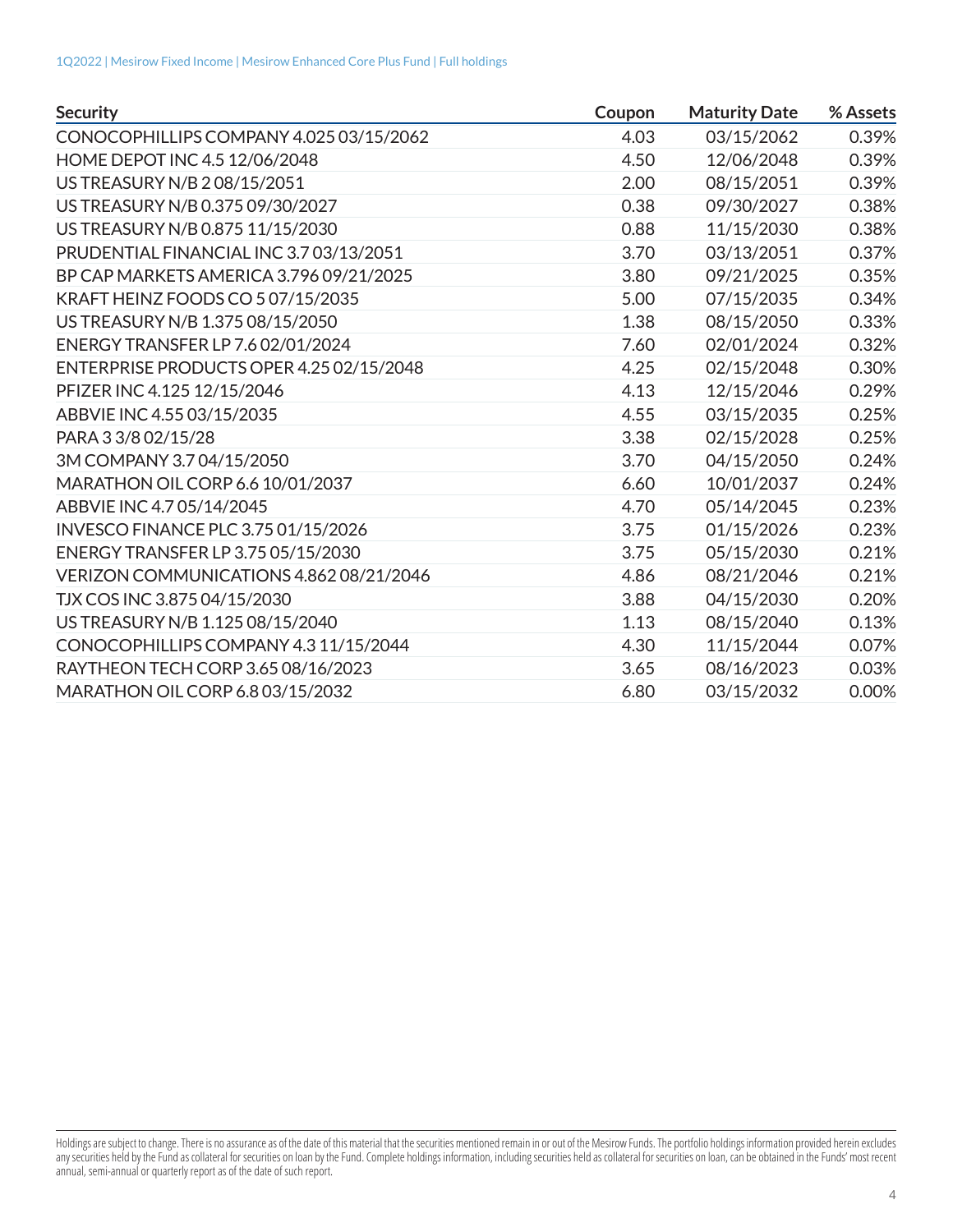| Security | Coupon | Maturity Date | % Assets |
|---|---|---|---|
| CONOCOPHILLIPS COMPANY 4.025 03/15/2062 | 4.03 | 03/15/2062 | 0.39% |
| HOME DEPOT INC 4.5 12/06/2048 | 4.50 | 12/06/2048 | 0.39% |
| US TREASURY N/B 2 08/15/2051 | 2.00 | 08/15/2051 | 0.39% |
| US TREASURY N/B 0.375 09/30/2027 | 0.38 | 09/30/2027 | 0.38% |
| US TREASURY N/B 0.875 11/15/2030 | 0.88 | 11/15/2030 | 0.38% |
| PRUDENTIAL FINANCIAL INC 3.7 03/13/2051 | 3.70 | 03/13/2051 | 0.37% |
| BP CAP MARKETS AMERICA 3.796 09/21/2025 | 3.80 | 09/21/2025 | 0.35% |
| KRAFT HEINZ FOODS CO 5 07/15/2035 | 5.00 | 07/15/2035 | 0.34% |
| US TREASURY N/B 1.375 08/15/2050 | 1.38 | 08/15/2050 | 0.33% |
| ENERGY TRANSFER LP 7.6 02/01/2024 | 7.60 | 02/01/2024 | 0.32% |
| ENTERPRISE PRODUCTS OPER 4.25 02/15/2048 | 4.25 | 02/15/2048 | 0.30% |
| PFIZER INC 4.125 12/15/2046 | 4.13 | 12/15/2046 | 0.29% |
| ABBVIE INC 4.55 03/15/2035 | 4.55 | 03/15/2035 | 0.25% |
| PARA 3 3/8 02/15/28 | 3.38 | 02/15/2028 | 0.25% |
| 3M COMPANY 3.7 04/15/2050 | 3.70 | 04/15/2050 | 0.24% |
| MARATHON OIL CORP 6.6 10/01/2037 | 6.60 | 10/01/2037 | 0.24% |
| ABBVIE INC 4.7 05/14/2045 | 4.70 | 05/14/2045 | 0.23% |
| INVESCO FINANCE PLC 3.75 01/15/2026 | 3.75 | 01/15/2026 | 0.23% |
| ENERGY TRANSFER LP 3.75 05/15/2030 | 3.75 | 05/15/2030 | 0.21% |
| VERIZON COMMUNICATIONS 4.862 08/21/2046 | 4.86 | 08/21/2046 | 0.21% |
| TJX COS INC 3.875 04/15/2030 | 3.88 | 04/15/2030 | 0.20% |
| US TREASURY N/B 1.125 08/15/2040 | 1.13 | 08/15/2040 | 0.13% |
| CONOCOPHILLIPS COMPANY 4.3 11/15/2044 | 4.30 | 11/15/2044 | 0.07% |
| RAYTHEON TECH CORP 3.65 08/16/2023 | 3.65 | 08/16/2023 | 0.03% |
| MARATHON OIL CORP 6.8 03/15/2032 | 6.80 | 03/15/2032 | 0.00% |

Holdings are subject to change. There is no assurance as of the date of this material that the securities mentioned remain in or out of the Mesirow Funds. The portfolio holdings information provided herein excludes any securities held by the Fund as collateral for securities on loan by the Fund. Complete holdings information, including securities held as collateral for securities on loan, can be obtained in the Funds' most recent annual, semi-annual or quarterly report as of the date of such report.